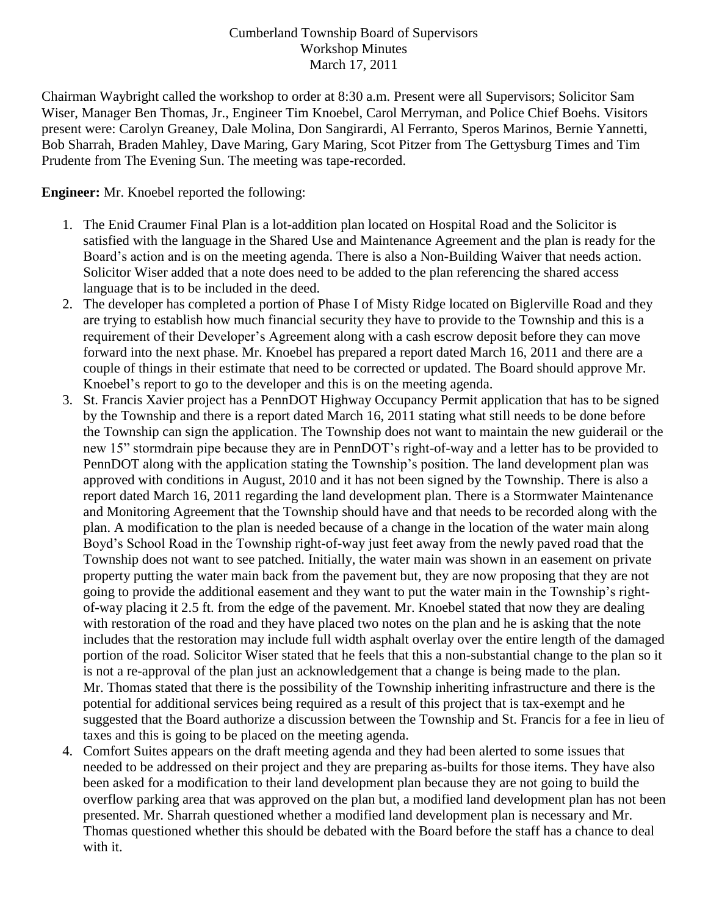Cumberland Township Board of Supervisors
Workshop Minutes
March 17, 2011

Chairman Waybright called the workshop to order at 8:30 a.m. Present were all Supervisors; Solicitor Sam Wiser, Manager Ben Thomas, Jr., Engineer Tim Knoebel, Carol Merryman, and Police Chief Boehs. Visitors present were: Carolyn Greaney, Dale Molina, Don Sangirardi, Al Ferranto, Speros Marinos, Bernie Yannetti, Bob Sharrah, Braden Mahley, Dave Maring, Gary Maring, Scot Pitzer from The Gettysburg Times and Tim Prudente from The Evening Sun. The meeting was tape-recorded.

**Engineer:** Mr. Knoebel reported the following:

1. The Enid Craumer Final Plan is a lot-addition plan located on Hospital Road and the Solicitor is satisfied with the language in the Shared Use and Maintenance Agreement and the plan is ready for the Board's action and is on the meeting agenda. There is also a Non-Building Waiver that needs action. Solicitor Wiser added that a note does need to be added to the plan referencing the shared access language that is to be included in the deed.
2. The developer has completed a portion of Phase I of Misty Ridge located on Biglerville Road and they are trying to establish how much financial security they have to provide to the Township and this is a requirement of their Developer's Agreement along with a cash escrow deposit before they can move forward into the next phase. Mr. Knoebel has prepared a report dated March 16, 2011 and there are a couple of things in their estimate that need to be corrected or updated. The Board should approve Mr. Knoebel's report to go to the developer and this is on the meeting agenda.
3. St. Francis Xavier project has a PennDOT Highway Occupancy Permit application that has to be signed by the Township and there is a report dated March 16, 2011 stating what still needs to be done before the Township can sign the application. The Township does not want to maintain the new guiderail or the new 15" stormdrain pipe because they are in PennDOT's right-of-way and a letter has to be provided to PennDOT along with the application stating the Township's position. The land development plan was approved with conditions in August, 2010 and it has not been signed by the Township. There is also a report dated March 16, 2011 regarding the land development plan. There is a Stormwater Maintenance and Monitoring Agreement that the Township should have and that needs to be recorded along with the plan. A modification to the plan is needed because of a change in the location of the water main along Boyd's School Road in the Township right-of-way just feet away from the newly paved road that the Township does not want to see patched. Initially, the water main was shown in an easement on private property putting the water main back from the pavement but, they are now proposing that they are not going to provide the additional easement and they want to put the water main in the Township's right-of-way placing it 2.5 ft. from the edge of the pavement. Mr. Knoebel stated that now they are dealing with restoration of the road and they have placed two notes on the plan and he is asking that the note includes that the restoration may include full width asphalt overlay over the entire length of the damaged portion of the road. Solicitor Wiser stated that he feels that this a non-substantial change to the plan so it is not a re-approval of the plan just an acknowledgement that a change is being made to the plan. Mr. Thomas stated that there is the possibility of the Township inheriting infrastructure and there is the potential for additional services being required as a result of this project that is tax-exempt and he suggested that the Board authorize a discussion between the Township and St. Francis for a fee in lieu of taxes and this is going to be placed on the meeting agenda.
4. Comfort Suites appears on the draft meeting agenda and they had been alerted to some issues that needed to be addressed on their project and they are preparing as-builts for those items. They have also been asked for a modification to their land development plan because they are not going to build the overflow parking area that was approved on the plan but, a modified land development plan has not been presented. Mr. Sharrah questioned whether a modified land development plan is necessary and Mr. Thomas questioned whether this should be debated with the Board before the staff has a chance to deal with it.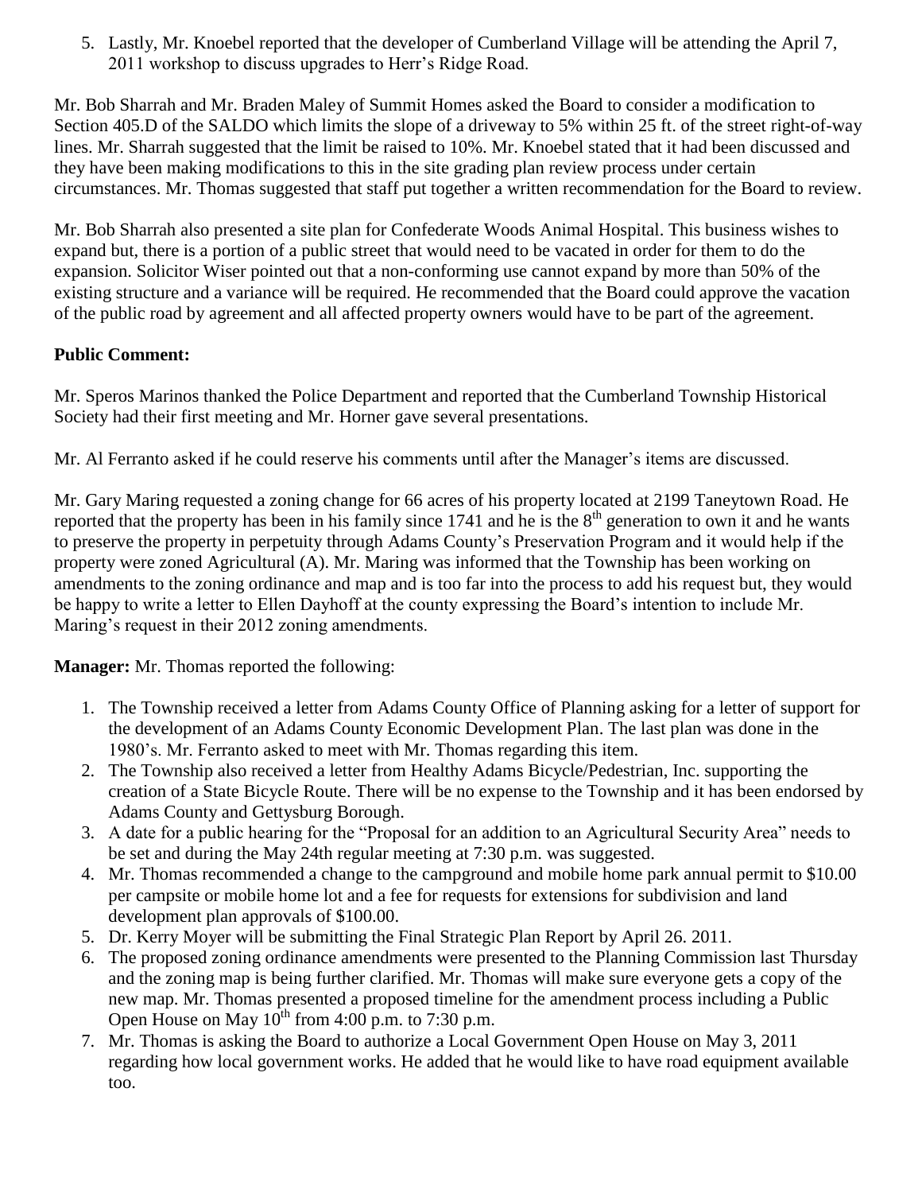5. Lastly, Mr. Knoebel reported that the developer of Cumberland Village will be attending the April 7, 2011 workshop to discuss upgrades to Herr's Ridge Road.

Mr. Bob Sharrah and Mr. Braden Maley of Summit Homes asked the Board to consider a modification to Section 405.D of the SALDO which limits the slope of a driveway to 5% within 25 ft. of the street right-of-way lines. Mr. Sharrah suggested that the limit be raised to 10%. Mr. Knoebel stated that it had been discussed and they have been making modifications to this in the site grading plan review process under certain circumstances. Mr. Thomas suggested that staff put together a written recommendation for the Board to review.

Mr. Bob Sharrah also presented a site plan for Confederate Woods Animal Hospital. This business wishes to expand but, there is a portion of a public street that would need to be vacated in order for them to do the expansion. Solicitor Wiser pointed out that a non-conforming use cannot expand by more than 50% of the existing structure and a variance will be required. He recommended that the Board could approve the vacation of the public road by agreement and all affected property owners would have to be part of the agreement.

**Public Comment:**

Mr. Speros Marinos thanked the Police Department and reported that the Cumberland Township Historical Society had their first meeting and Mr. Horner gave several presentations.

Mr. Al Ferranto asked if he could reserve his comments until after the Manager's items are discussed.

Mr. Gary Maring requested a zoning change for 66 acres of his property located at 2199 Taneytown Road. He reported that the property has been in his family since 1741 and he is the 8th generation to own it and he wants to preserve the property in perpetuity through Adams County's Preservation Program and it would help if the property were zoned Agricultural (A). Mr. Maring was informed that the Township has been working on amendments to the zoning ordinance and map and is too far into the process to add his request but, they would be happy to write a letter to Ellen Dayhoff at the county expressing the Board's intention to include Mr. Maring's request in their 2012 zoning amendments.

**Manager:** Mr. Thomas reported the following:

1. The Township received a letter from Adams County Office of Planning asking for a letter of support for the development of an Adams County Economic Development Plan. The last plan was done in the 1980's. Mr. Ferranto asked to meet with Mr. Thomas regarding this item.
2. The Township also received a letter from Healthy Adams Bicycle/Pedestrian, Inc. supporting the creation of a State Bicycle Route. There will be no expense to the Township and it has been endorsed by Adams County and Gettysburg Borough.
3. A date for a public hearing for the "Proposal for an addition to an Agricultural Security Area" needs to be set and during the May 24th regular meeting at 7:30 p.m. was suggested.
4. Mr. Thomas recommended a change to the campground and mobile home park annual permit to $10.00 per campsite or mobile home lot and a fee for requests for extensions for subdivision and land development plan approvals of $100.00.
5. Dr. Kerry Moyer will be submitting the Final Strategic Plan Report by April 26. 2011.
6. The proposed zoning ordinance amendments were presented to the Planning Commission last Thursday and the zoning map is being further clarified. Mr. Thomas will make sure everyone gets a copy of the new map. Mr. Thomas presented a proposed timeline for the amendment process including a Public Open House on May 10th from 4:00 p.m. to 7:30 p.m.
7. Mr. Thomas is asking the Board to authorize a Local Government Open House on May 3, 2011 regarding how local government works. He added that he would like to have road equipment available too.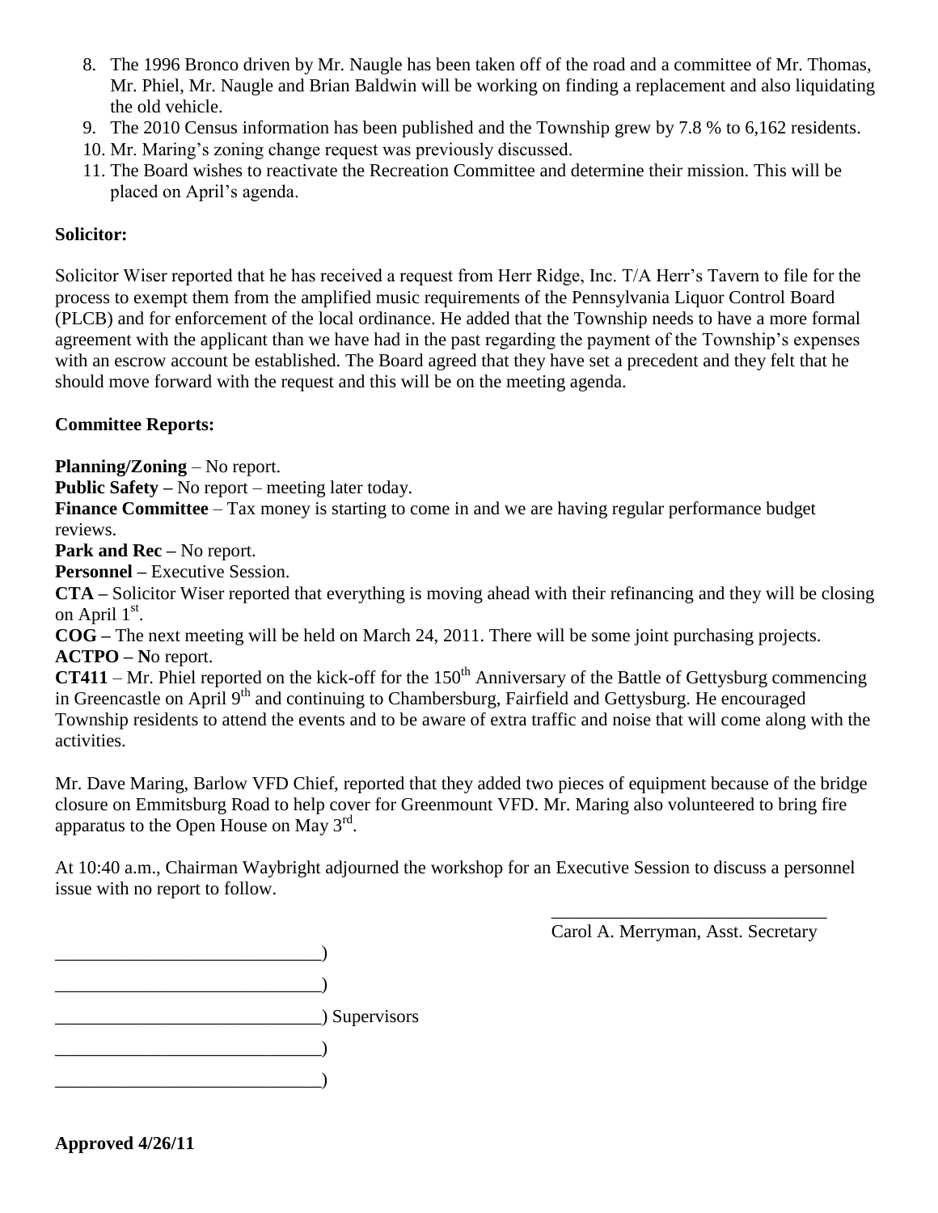8. The 1996 Bronco driven by Mr. Naugle has been taken off of the road and a committee of Mr. Thomas, Mr. Phiel, Mr. Naugle and Brian Baldwin will be working on finding a replacement and also liquidating the old vehicle.
9. The 2010 Census information has been published and the Township grew by 7.8 % to 6,162 residents.
10. Mr. Maring's zoning change request was previously discussed.
11. The Board wishes to reactivate the Recreation Committee and determine their mission. This will be placed on April's agenda.

**Solicitor:**

Solicitor Wiser reported that he has received a request from Herr Ridge, Inc. T/A Herr's Tavern to file for the process to exempt them from the amplified music requirements of the Pennsylvania Liquor Control Board (PLCB) and for enforcement of the local ordinance. He added that the Township needs to have a more formal agreement with the applicant than we have had in the past regarding the payment of the Township's expenses with an escrow account be established. The Board agreed that they have set a precedent and they felt that he should move forward with the request and this will be on the meeting agenda.

**Committee Reports:**

**Planning/Zoning** – No report.
**Public Safety –** No report – meeting later today.
**Finance Committee** – Tax money is starting to come in and we are having regular performance budget reviews.
**Park and Rec –** No report.
**Personnel –** Executive Session.
**CTA –** Solicitor Wiser reported that everything is moving ahead with their refinancing and they will be closing on April 1st.
**COG –** The next meeting will be held on March 24, 2011. There will be some joint purchasing projects.
**ACTPO – N**o report.
**CT411** – Mr. Phiel reported on the kick-off for the 150th Anniversary of the Battle of Gettysburg commencing in Greencastle on April 9th and continuing to Chambersburg, Fairfield and Gettysburg. He encouraged Township residents to attend the events and to be aware of extra traffic and noise that will come along with the activities.

Mr. Dave Maring, Barlow VFD Chief, reported that they added two pieces of equipment because of the bridge closure on Emmitsburg Road to help cover for Greenmount VFD. Mr. Maring also volunteered to bring fire apparatus to the Open House on May 3rd.

At 10:40 a.m., Chairman Waybright adjourned the workshop for an Executive Session to discuss a personnel issue with no report to follow.

______________________________
Carol A. Merryman, Asst. Secretary

______________________________)
______________________________)
______________________________) Supervisors
______________________________)
______________________________)

**Approved 4/26/11**